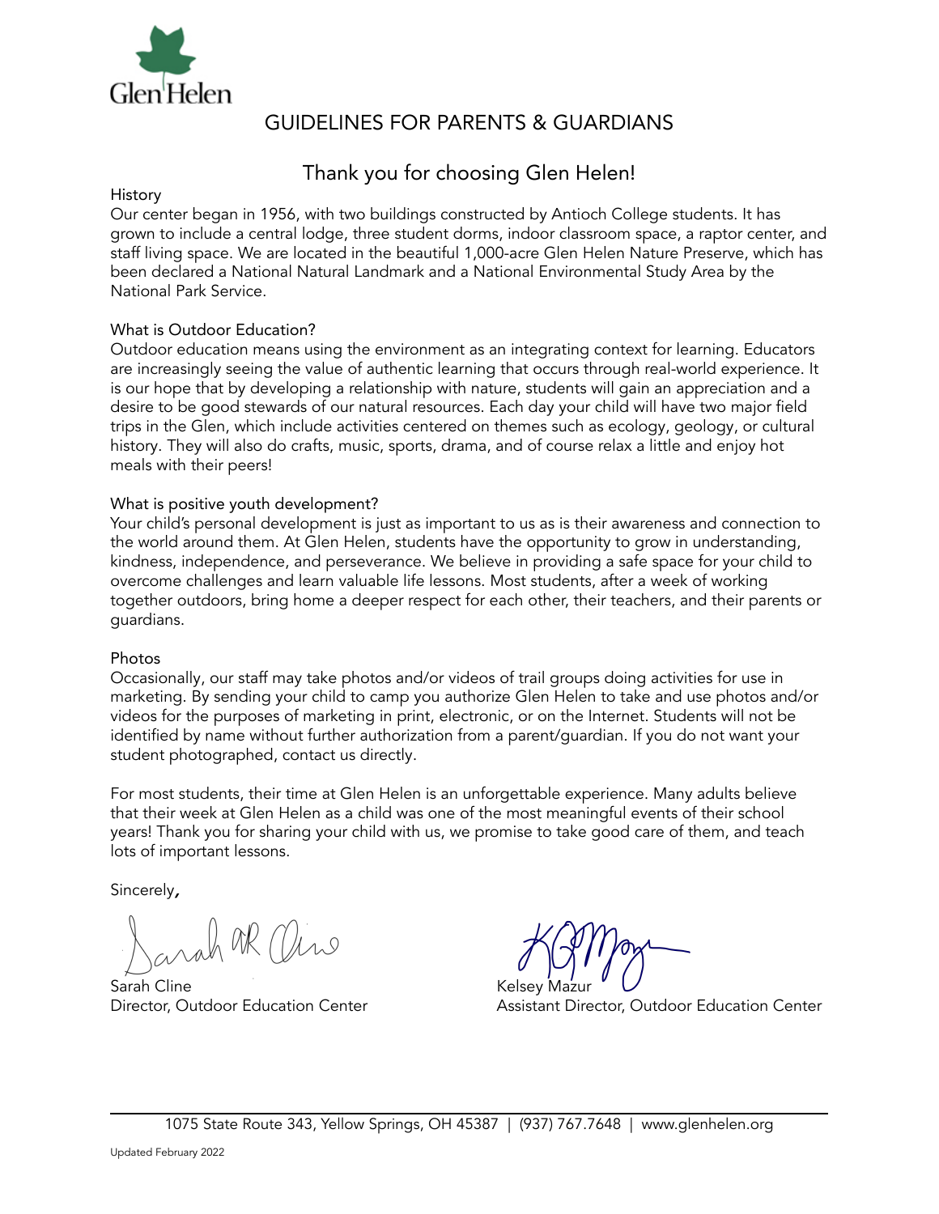Glen Helen

# GUIDELINES FOR PARENTS & GUARDIANS

## Thank you for choosing Glen Helen!

### History

Our center began in 1956, with two buildings constructed by Antioch College students. It has grown to include a central lodge, three student dorms, indoor classroom space, a raptor center, and staff living space. We are located in the beautiful 1,000-acre Glen Helen Nature Preserve, which has been declared a National Natural Landmark and a National Environmental Study Area by the National Park Service.

### What is Outdoor Education?

Outdoor education means using the environment as an integrating context for learning. Educators are increasingly seeing the value of authentic learning that occurs through real-world experience. It is our hope that by developing a relationship with nature, students will gain an appreciation and a desire to be good stewards of our natural resources. Each day your child will have two major field trips in the Glen, which include activities centered on themes such as ecology, geology, or cultural history. They will also do crafts, music, sports, drama, and of course relax a little and enjoy hot meals with their peers!

### What is positive youth development?

Your child's personal development is just as important to us as is their awareness and connection to the world around them. At Glen Helen, students have the opportunity to grow in understanding, kindness, independence, and perseverance. We believe in providing a safe space for your child to overcome challenges and learn valuable life lessons. Most students, after a week of working together outdoors, bring home a deeper respect for each other, their teachers, and their parents or guardians.

### Photos

Occasionally, our staff may take photos and/or videos of trail groups doing activities for use in marketing. By sending your child to camp you authorize Glen Helen to take and use photos and/or videos for the purposes of marketing in print, electronic, or on the Internet. Students will not be identified by name without further authorization from a parent/guardian. If you do not want your student photographed, contact us directly.

For most students, their time at Glen Helen is an unforgettable experience. Many adults believe that their week at Glen Helen as a child was one of the most meaningful events of their school years! Thank you for sharing your child with us, we promise to take good care of them, and teach lots of important lessons.

Sincerely,

Sarah Cline
Director, Outdoor Education Center

Kelsey Mazur
Assistant Director, Outdoor Education Center

1075 State Route 343, Yellow Springs, OH 45387 | (937) 767.7648 | www.glenhelen.org

Updated February 2022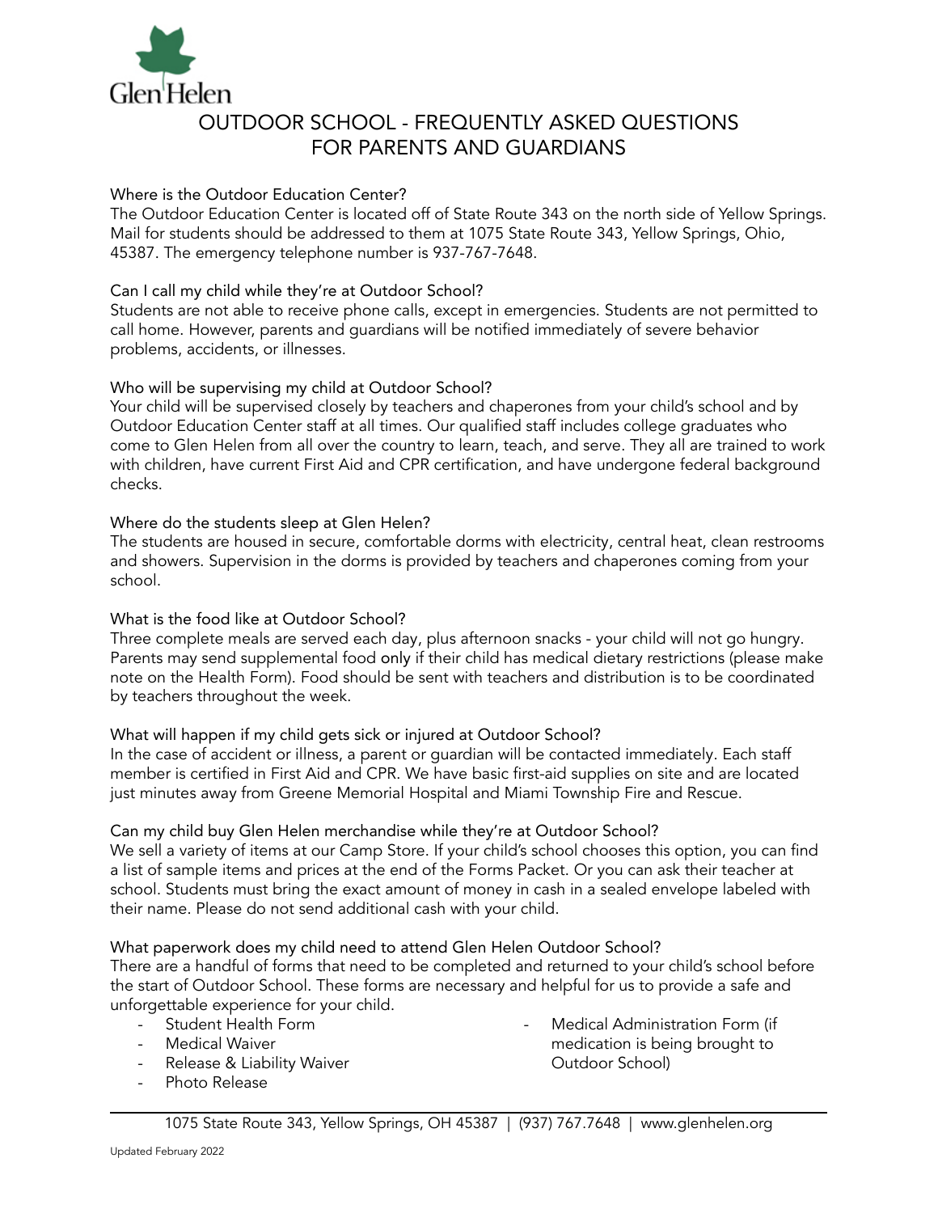Glen Helen

# OUTDOOR SCHOOL - FREQUENTLY ASKED QUESTIONS FOR PARENTS AND GUARDIANS

### Where is the Outdoor Education Center?

The Outdoor Education Center is located off of State Route 343 on the north side of Yellow Springs. Mail for students should be addressed to them at 1075 State Route 343, Yellow Springs, Ohio, 45387. The emergency telephone number is 937-767-7648.

### Can I call my child while they're at Outdoor School?

Students are not able to receive phone calls, except in emergencies. Students are not permitted to call home. However, parents and guardians will be notified immediately of severe behavior problems, accidents, or illnesses.

### Who will be supervising my child at Outdoor School?

Your child will be supervised closely by teachers and chaperones from your child's school and by Outdoor Education Center staff at all times. Our qualified staff includes college graduates who come to Glen Helen from all over the country to learn, teach, and serve. They all are trained to work with children, have current First Aid and CPR certification, and have undergone federal background checks.

### Where do the students sleep at Glen Helen?

The students are housed in secure, comfortable dorms with electricity, central heat, clean restrooms and showers. Supervision in the dorms is provided by teachers and chaperones coming from your school.

### What is the food like at Outdoor School?

Three complete meals are served each day, plus afternoon snacks - your child will not go hungry. Parents may send supplemental food only if their child has medical dietary restrictions (please make note on the Health Form). Food should be sent with teachers and distribution is to be coordinated by teachers throughout the week.

### What will happen if my child gets sick or injured at Outdoor School?

In the case of accident or illness, a parent or guardian will be contacted immediately. Each staff member is certified in First Aid and CPR. We have basic first-aid supplies on site and are located just minutes away from Greene Memorial Hospital and Miami Township Fire and Rescue.

### Can my child buy Glen Helen merchandise while they're at Outdoor School?

We sell a variety of items at our Camp Store. If your child's school chooses this option, you can find a list of sample items and prices at the end of the Forms Packet. Or you can ask their teacher at school. Students must bring the exact amount of money in cash in a sealed envelope labeled with their name. Please do not send additional cash with your child.

### What paperwork does my child need to attend Glen Helen Outdoor School?

There are a handful of forms that need to be completed and returned to your child's school before the start of Outdoor School. These forms are necessary and helpful for us to provide a safe and unforgettable experience for your child.

- Student Health Form
- Medical Waiver
- Release & Liability Waiver
- Photo Release
- Medical Administration Form (if medication is being brought to Outdoor School)

1075 State Route 343, Yellow Springs, OH 45387 | (937) 767.7648 | www.glenhelen.org

Updated February 2022